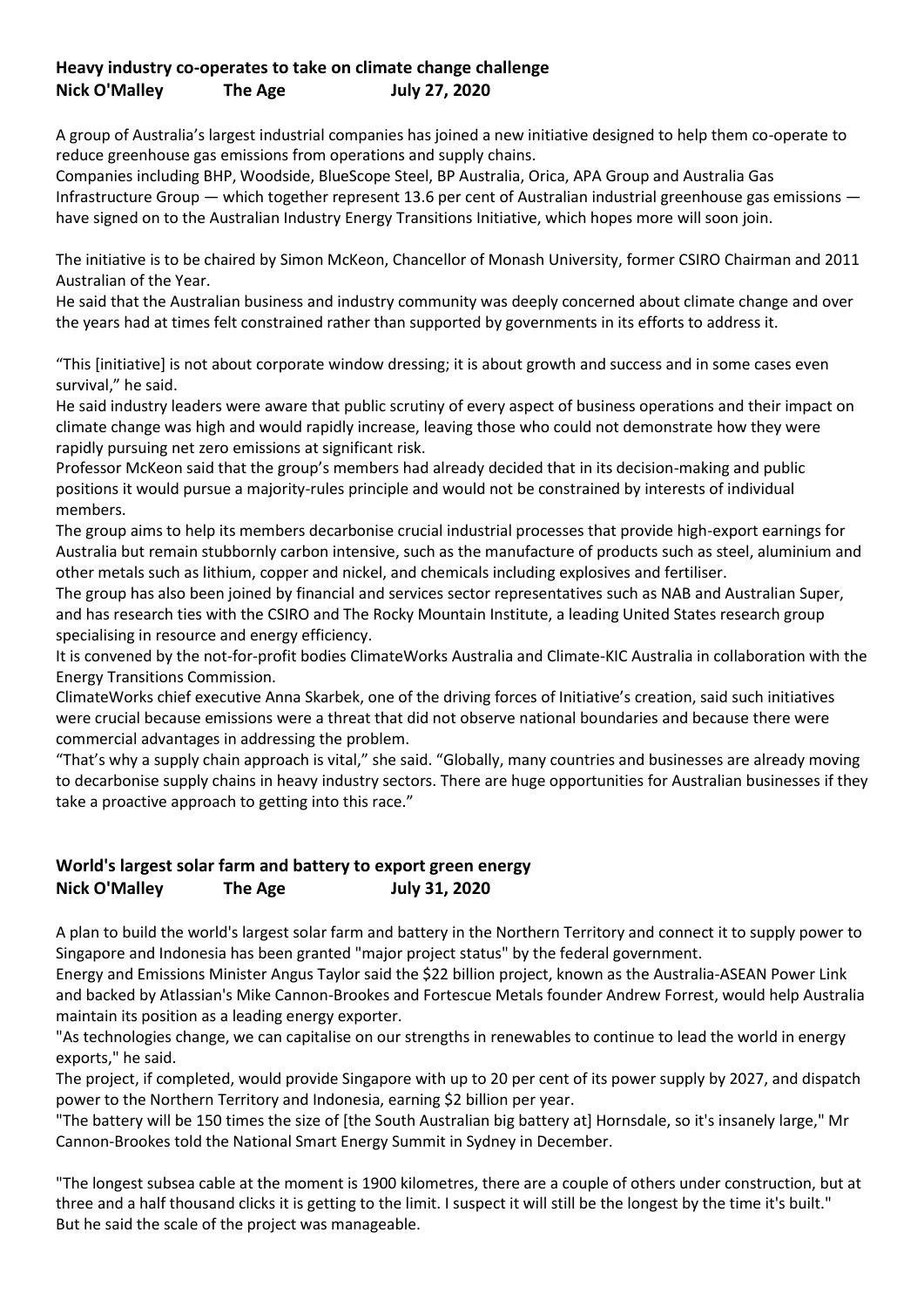## Heavy industry co-operates to take on climate change challenge

**Nick O'Malley The Age July 27, 2020**

A group of Australia's largest industrial companies has joined a new initiative designed to help them co-operate to reduce greenhouse gas emissions from operations and supply chains.

Companies including BHP, Woodside, BlueScope Steel, BP Australia, Orica, APA Group and Australia Gas Infrastructure Group — which together represent 13.6 per cent of Australian industrial greenhouse gas emissions — have signed on to the Australian Industry Energy Transitions Initiative, which hopes more will soon join.

The initiative is to be chaired by Simon McKeon, Chancellor of Monash University, former CSIRO Chairman and 2011 Australian of the Year.

He said that the Australian business and industry community was deeply concerned about climate change and over the years had at times felt constrained rather than supported by governments in its efforts to address it.

"This [initiative] is not about corporate window dressing; it is about growth and success and in some cases even survival," he said.

He said industry leaders were aware that public scrutiny of every aspect of business operations and their impact on climate change was high and would rapidly increase, leaving those who could not demonstrate how they were rapidly pursuing net zero emissions at significant risk.

Professor McKeon said that the group's members had already decided that in its decision-making and public positions it would pursue a majority-rules principle and would not be constrained by interests of individual members.

The group aims to help its members decarbonise crucial industrial processes that provide high-export earnings for Australia but remain stubbornly carbon intensive, such as the manufacture of products such as steel, aluminium and other metals such as lithium, copper and nickel, and chemicals including explosives and fertiliser.

The group has also been joined by financial and services sector representatives such as NAB and Australian Super, and has research ties with the CSIRO and The Rocky Mountain Institute, a leading United States research group specialising in resource and energy efficiency.

It is convened by the not-for-profit bodies ClimateWorks Australia and Climate-KIC Australia in collaboration with the Energy Transitions Commission.

ClimateWorks chief executive Anna Skarbek, one of the driving forces of Initiative's creation, said such initiatives were crucial because emissions were a threat that did not observe national boundaries and because there were commercial advantages in addressing the problem.

"That's why a supply chain approach is vital," she said. "Globally, many countries and businesses are already moving to decarbonise supply chains in heavy industry sectors. There are huge opportunities for Australian businesses if they take a proactive approach to getting into this race."

## World's largest solar farm and battery to export green energy

**Nick O'Malley The Age July 31, 2020**

A plan to build the world's largest solar farm and battery in the Northern Territory and connect it to supply power to Singapore and Indonesia has been granted "major project status" by the federal government.

Energy and Emissions Minister Angus Taylor said the $22 billion project, known as the Australia-ASEAN Power Link and backed by Atlassian's Mike Cannon-Brookes and Fortescue Metals founder Andrew Forrest, would help Australia maintain its position as a leading energy exporter.

"As technologies change, we can capitalise on our strengths in renewables to continue to lead the world in energy exports," he said.

The project, if completed, would provide Singapore with up to 20 per cent of its power supply by 2027, and dispatch power to the Northern Territory and Indonesia, earning $2 billion per year.

"The battery will be 150 times the size of [the South Australian big battery at] Hornsdale, so it's insanely large," Mr Cannon-Brookes told the National Smart Energy Summit in Sydney in December.

"The longest subsea cable at the moment is 1900 kilometres, there are a couple of others under construction, but at three and a half thousand clicks it is getting to the limit. I suspect it will still be the longest by the time it's built."

But he said the scale of the project was manageable.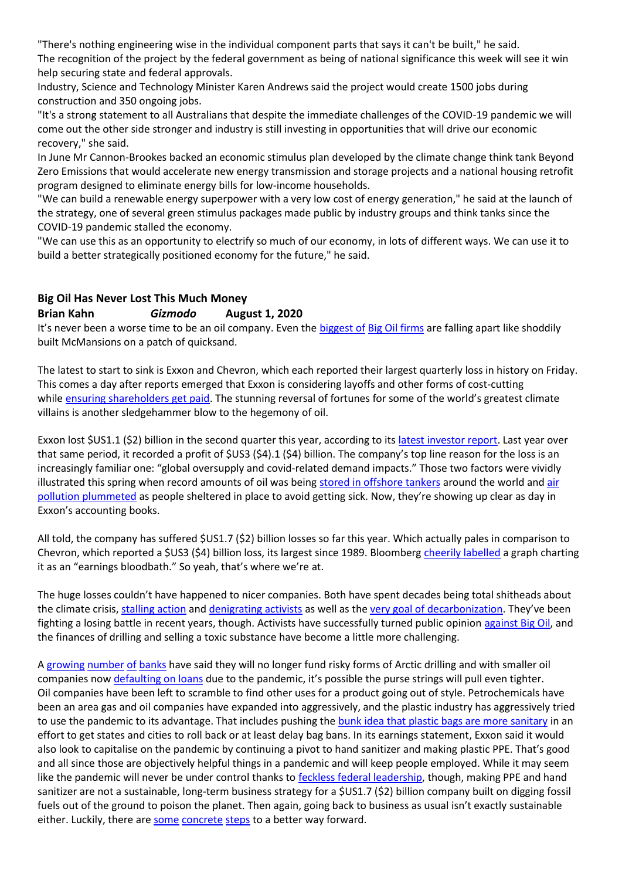"There's nothing engineering wise in the individual component parts that says it can't be built," he said.
The recognition of the project by the federal government as being of national significance this week will see it win help securing state and federal approvals.
Industry, Science and Technology Minister Karen Andrews said the project would create 1500 jobs during construction and 350 ongoing jobs.
"It's a strong statement to all Australians that despite the immediate challenges of the COVID-19 pandemic we will come out the other side stronger and industry is still investing in opportunities that will drive our economic recovery," she said.
In June Mr Cannon-Brookes backed an economic stimulus plan developed by the climate change think tank Beyond Zero Emissions that would accelerate new energy transmission and storage projects and a national housing retrofit program designed to eliminate energy bills for low-income households.
"We can build a renewable energy superpower with a very low cost of energy generation," he said at the launch of the strategy, one of several green stimulus packages made public by industry groups and think tanks since the COVID-19 pandemic stalled the economy.
"We can use this as an opportunity to electrify so much of our economy, in lots of different ways. We can use it to build a better strategically positioned economy for the future," he said.

## Big Oil Has Never Lost This Much Money

**Brian Kahn** *Gizmodo* **August 1, 2020**

It's never been a worse time to be an oil company. Even the biggest of Big Oil firms are falling apart like shoddily built McMansions on a patch of quicksand.

The latest to start to sink is Exxon and Chevron, which each reported their largest quarterly loss in history on Friday. This comes a day after reports emerged that Exxon is considering layoffs and other forms of cost-cutting while ensuring shareholders get paid. The stunning reversal of fortunes for some of the world's greatest climate villains is another sledgehammer blow to the hegemony of oil.

Exxon lost $US1.1 ($2) billion in the second quarter this year, according to its latest investor report. Last year over that same period, it recorded a profit of $US3 ($4).1 ($4) billion. The company's top line reason for the loss is an increasingly familiar one: "global oversupply and covid-related demand impacts." Those two factors were vividly illustrated this spring when record amounts of oil was being stored in offshore tankers around the world and air pollution plummeted as people sheltered in place to avoid getting sick. Now, they're showing up clear as day in Exxon's accounting books.

All told, the company has suffered $US1.7 ($2) billion losses so far this year. Which actually pales in comparison to Chevron, which reported a $US3 ($4) billion loss, its largest since 1989. Bloomberg cheerily labelled a graph charting it as an "earnings bloodbath." So yeah, that's where we're at.

The huge losses couldn't have happened to nicer companies. Both have spent decades being total shitheads about the climate crisis, stalling action and denigrating activists as well as the very goal of decarbonization. They've been fighting a losing battle in recent years, though. Activists have successfully turned public opinion against Big Oil, and the finances of drilling and selling a toxic substance have become a little more challenging.

A growing number of banks have said they will no longer fund risky forms of Arctic drilling and with smaller oil companies now defaulting on loans due to the pandemic, it's possible the purse strings will pull even tighter.
Oil companies have been left to scramble to find other uses for a product going out of style. Petrochemicals have been an area gas and oil companies have expanded into aggressively, and the plastic industry has aggressively tried to use the pandemic to its advantage. That includes pushing the bunk idea that plastic bags are more sanitary in an effort to get states and cities to roll back or at least delay bag bans. In its earnings statement, Exxon said it would also look to capitalise on the pandemic by continuing a pivot to hand sanitizer and making plastic PPE. That's good and all since those are objectively helpful things in a pandemic and will keep people employed. While it may seem like the pandemic will never be under control thanks to feckless federal leadership, though, making PPE and hand sanitizer are not a sustainable, long-term business strategy for a $US1.7 ($2) billion company built on digging fossil fuels out of the ground to poison the planet. Then again, going back to business as usual isn't exactly sustainable either. Luckily, there are some concrete steps to a better way forward.